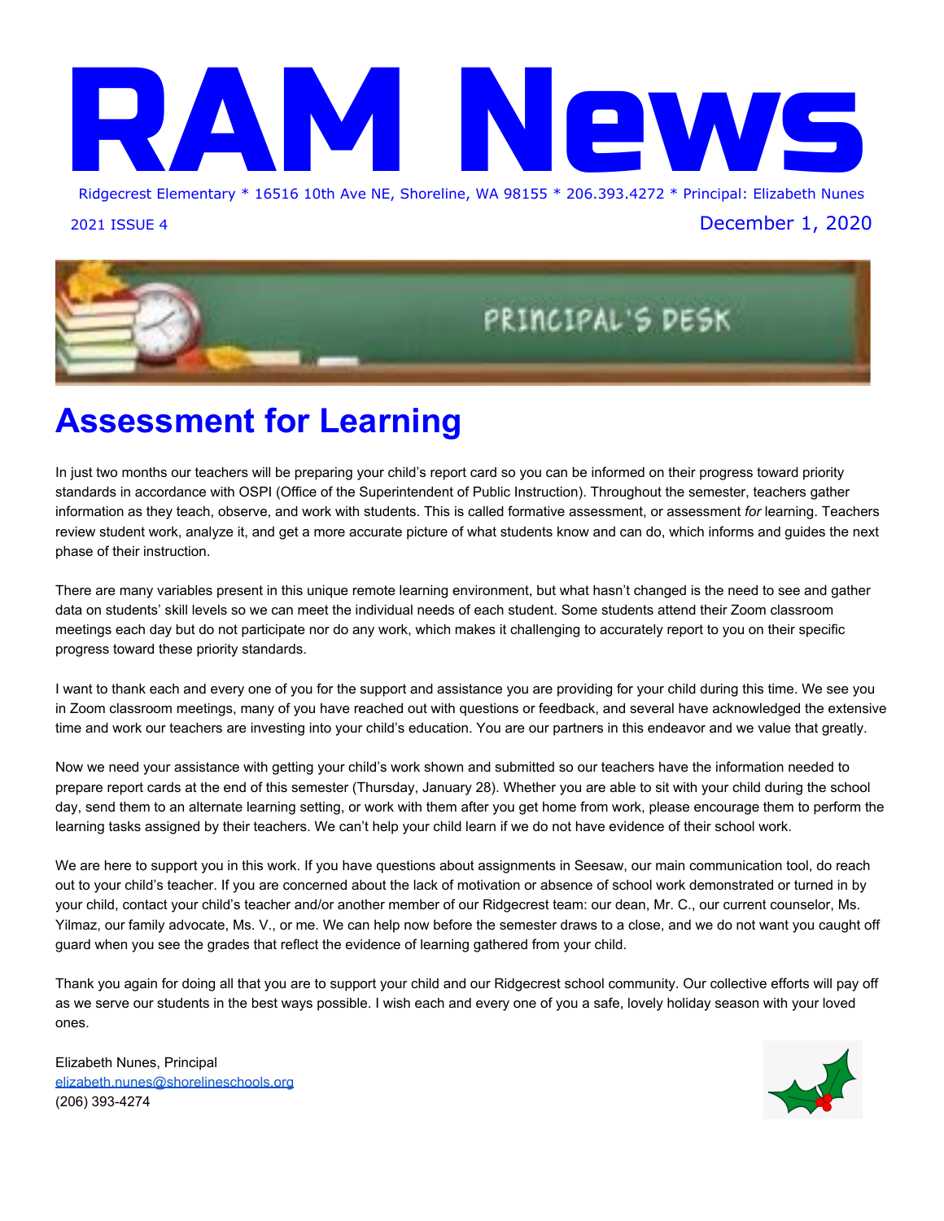# RAM News

Ridgecrest Elementary * 16516 10th Ave NE, Shoreline, WA 98155 * 206.393.4272 * Principal: Elizabeth Nunes

2021 ISSUE 4

December 1, 2020

PRINCIPAL'S DESK

## Assessment for Learning

In just two months our teachers will be preparing your child's report card so you can be informed on their progress toward priority standards in accordance with OSPI (Office of the Superintendent of Public Instruction). Throughout the semester, teachers gather information as they teach, observe, and work with students. This is called formative assessment, or assessment *for* learning. Teachers review student work, analyze it, and get a more accurate picture of what students know and can do, which informs and guides the next phase of their instruction.

There are many variables present in this unique remote learning environment, but what hasn't changed is the need to see and gather data on students' skill levels so we can meet the individual needs of each student. Some students attend their Zoom classroom meetings each day but do not participate nor do any work, which makes it challenging to accurately report to you on their specific progress toward these priority standards.

I want to thank each and every one of you for the support and assistance you are providing for your child during this time. We see you in Zoom classroom meetings, many of you have reached out with questions or feedback, and several have acknowledged the extensive time and work our teachers are investing into your child's education. You are our partners in this endeavor and we value that greatly.

Now we need your assistance with getting your child's work shown and submitted so our teachers have the information needed to prepare report cards at the end of this semester (Thursday, January 28). Whether you are able to sit with your child during the school day, send them to an alternate learning setting, or work with them after you get home from work, please encourage them to perform the learning tasks assigned by their teachers. We can't help your child learn if we do not have evidence of their school work.

We are here to support you in this work. If you have questions about assignments in Seesaw, our main communication tool, do reach out to your child's teacher. If you are concerned about the lack of motivation or absence of school work demonstrated or turned in by your child, contact your child's teacher and/or another member of our Ridgecrest team: our dean, Mr. C., our current counselor, Ms. Yilmaz, our family advocate, Ms. V., or me. We can help now before the semester draws to a close, and we do not want you caught off guard when you see the grades that reflect the evidence of learning gathered from your child.

Thank you again for doing all that you are to support your child and our Ridgecrest school community. Our collective efforts will pay off as we serve our students in the best ways possible. I wish each and every one of you a safe, lovely holiday season with your loved ones.

Elizabeth Nunes, Principal
elizabeth.nunes@shorelineschools.org
(206) 393-4274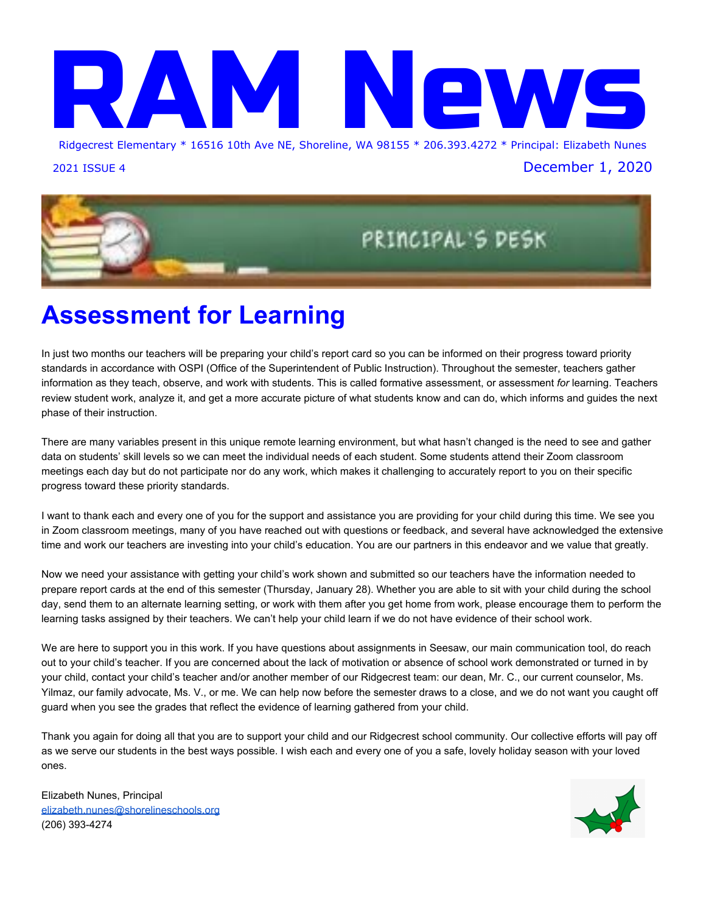# RAM News

Ridgecrest Elementary * 16516 10th Ave NE, Shoreline, WA 98155 * 206.393.4272 * Principal: Elizabeth Nunes

2021 ISSUE 4

December 1, 2020

PRINCIPAL'S DESK

## Assessment for Learning

In just two months our teachers will be preparing your child's report card so you can be informed on their progress toward priority standards in accordance with OSPI (Office of the Superintendent of Public Instruction). Throughout the semester, teachers gather information as they teach, observe, and work with students. This is called formative assessment, or assessment *for* learning. Teachers review student work, analyze it, and get a more accurate picture of what students know and can do, which informs and guides the next phase of their instruction.

There are many variables present in this unique remote learning environment, but what hasn't changed is the need to see and gather data on students' skill levels so we can meet the individual needs of each student. Some students attend their Zoom classroom meetings each day but do not participate nor do any work, which makes it challenging to accurately report to you on their specific progress toward these priority standards.

I want to thank each and every one of you for the support and assistance you are providing for your child during this time. We see you in Zoom classroom meetings, many of you have reached out with questions or feedback, and several have acknowledged the extensive time and work our teachers are investing into your child's education. You are our partners in this endeavor and we value that greatly.

Now we need your assistance with getting your child's work shown and submitted so our teachers have the information needed to prepare report cards at the end of this semester (Thursday, January 28). Whether you are able to sit with your child during the school day, send them to an alternate learning setting, or work with them after you get home from work, please encourage them to perform the learning tasks assigned by their teachers. We can't help your child learn if we do not have evidence of their school work.

We are here to support you in this work. If you have questions about assignments in Seesaw, our main communication tool, do reach out to your child's teacher. If you are concerned about the lack of motivation or absence of school work demonstrated or turned in by your child, contact your child's teacher and/or another member of our Ridgecrest team: our dean, Mr. C., our current counselor, Ms. Yilmaz, our family advocate, Ms. V., or me. We can help now before the semester draws to a close, and we do not want you caught off guard when you see the grades that reflect the evidence of learning gathered from your child.

Thank you again for doing all that you are to support your child and our Ridgecrest school community. Our collective efforts will pay off as we serve our students in the best ways possible. I wish each and every one of you a safe, lovely holiday season with your loved ones.

Elizabeth Nunes, Principal
elizabeth.nunes@shorelineschools.org
(206) 393-4274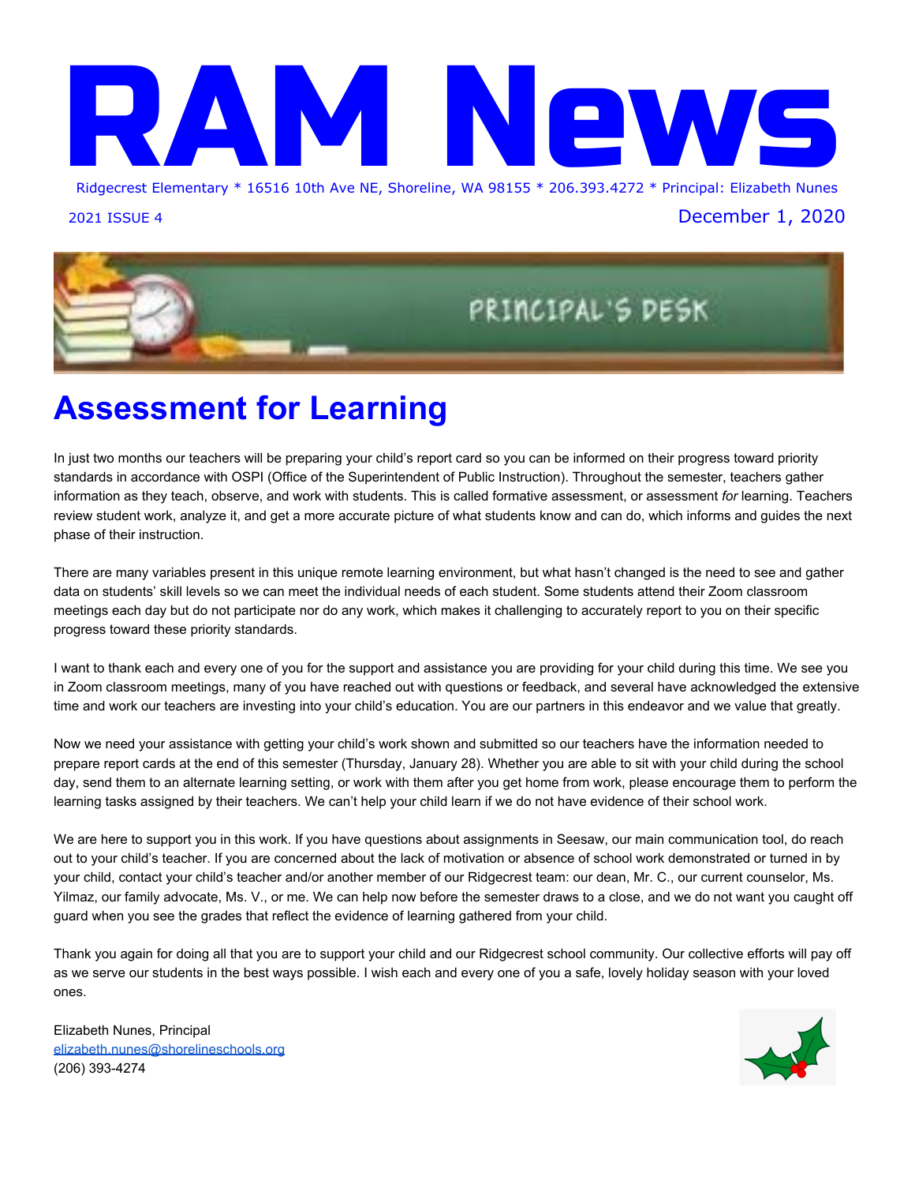# RAM News

Ridgecrest Elementary * 16516 10th Ave NE, Shoreline, WA 98155 * 206.393.4272 * Principal: Elizabeth Nunes

2021 ISSUE 4 December 1, 2020

PRINCIPAL'S DESK

## Assessment for Learning

In just two months our teachers will be preparing your child's report card so you can be informed on their progress toward priority standards in accordance with OSPI (Office of the Superintendent of Public Instruction). Throughout the semester, teachers gather information as they teach, observe, and work with students. This is called formative assessment, or assessment *for* learning. Teachers review student work, analyze it, and get a more accurate picture of what students know and can do, which informs and guides the next phase of their instruction.

There are many variables present in this unique remote learning environment, but what hasn't changed is the need to see and gather data on students' skill levels so we can meet the individual needs of each student. Some students attend their Zoom classroom meetings each day but do not participate nor do any work, which makes it challenging to accurately report to you on their specific progress toward these priority standards.

I want to thank each and every one of you for the support and assistance you are providing for your child during this time. We see you in Zoom classroom meetings, many of you have reached out with questions or feedback, and several have acknowledged the extensive time and work our teachers are investing into your child's education. You are our partners in this endeavor and we value that greatly.

Now we need your assistance with getting your child's work shown and submitted so our teachers have the information needed to prepare report cards at the end of this semester (Thursday, January 28). Whether you are able to sit with your child during the school day, send them to an alternate learning setting, or work with them after you get home from work, please encourage them to perform the learning tasks assigned by their teachers. We can't help your child learn if we do not have evidence of their school work.

We are here to support you in this work. If you have questions about assignments in Seesaw, our main communication tool, do reach out to your child's teacher. If you are concerned about the lack of motivation or absence of school work demonstrated or turned in by your child, contact your child's teacher and/or another member of our Ridgecrest team: our dean, Mr. C., our current counselor, Ms. Yilmaz, our family advocate, Ms. V., or me. We can help now before the semester draws to a close, and we do not want you caught off guard when you see the grades that reflect the evidence of learning gathered from your child.

Thank you again for doing all that you are to support your child and our Ridgecrest school community. Our collective efforts will pay off as we serve our students in the best ways possible. I wish each and every one of you a safe, lovely holiday season with your loved ones.

Elizabeth Nunes, Principal
elizabeth.nunes@shorelineschools.org
(206) 393-4274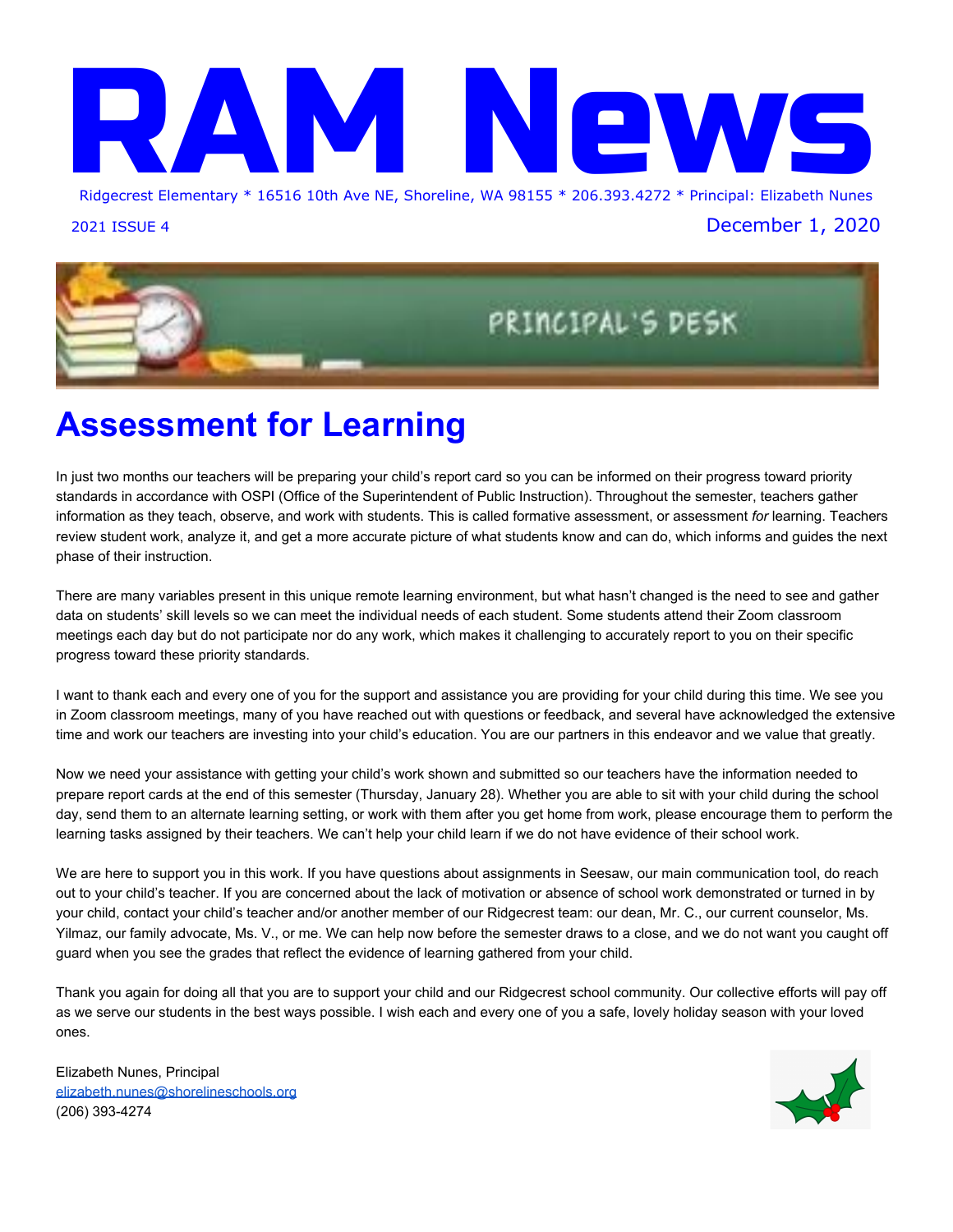# RAM News

Ridgecrest Elementary * 16516 10th Ave NE, Shoreline, WA 98155 * 206.393.4272 * Principal: Elizabeth Nunes

2021 ISSUE 4

December 1, 2020

PRINCIPAL'S DESK

## Assessment for Learning

In just two months our teachers will be preparing your child's report card so you can be informed on their progress toward priority standards in accordance with OSPI (Office of the Superintendent of Public Instruction). Throughout the semester, teachers gather information as they teach, observe, and work with students. This is called formative assessment, or assessment *for* learning. Teachers review student work, analyze it, and get a more accurate picture of what students know and can do, which informs and guides the next phase of their instruction.

There are many variables present in this unique remote learning environment, but what hasn't changed is the need to see and gather data on students' skill levels so we can meet the individual needs of each student. Some students attend their Zoom classroom meetings each day but do not participate nor do any work, which makes it challenging to accurately report to you on their specific progress toward these priority standards.

I want to thank each and every one of you for the support and assistance you are providing for your child during this time. We see you in Zoom classroom meetings, many of you have reached out with questions or feedback, and several have acknowledged the extensive time and work our teachers are investing into your child's education. You are our partners in this endeavor and we value that greatly.

Now we need your assistance with getting your child's work shown and submitted so our teachers have the information needed to prepare report cards at the end of this semester (Thursday, January 28). Whether you are able to sit with your child during the school day, send them to an alternate learning setting, or work with them after you get home from work, please encourage them to perform the learning tasks assigned by their teachers. We can't help your child learn if we do not have evidence of their school work.

We are here to support you in this work. If you have questions about assignments in Seesaw, our main communication tool, do reach out to your child's teacher. If you are concerned about the lack of motivation or absence of school work demonstrated or turned in by your child, contact your child's teacher and/or another member of our Ridgecrest team: our dean, Mr. C., our current counselor, Ms. Yilmaz, our family advocate, Ms. V., or me. We can help now before the semester draws to a close, and we do not want you caught off guard when you see the grades that reflect the evidence of learning gathered from your child.

Thank you again for doing all that you are to support your child and our Ridgecrest school community. Our collective efforts will pay off as we serve our students in the best ways possible. I wish each and every one of you a safe, lovely holiday season with your loved ones.

Elizabeth Nunes, Principal
elizabeth.nunes@shorelineschools.org
(206) 393-4274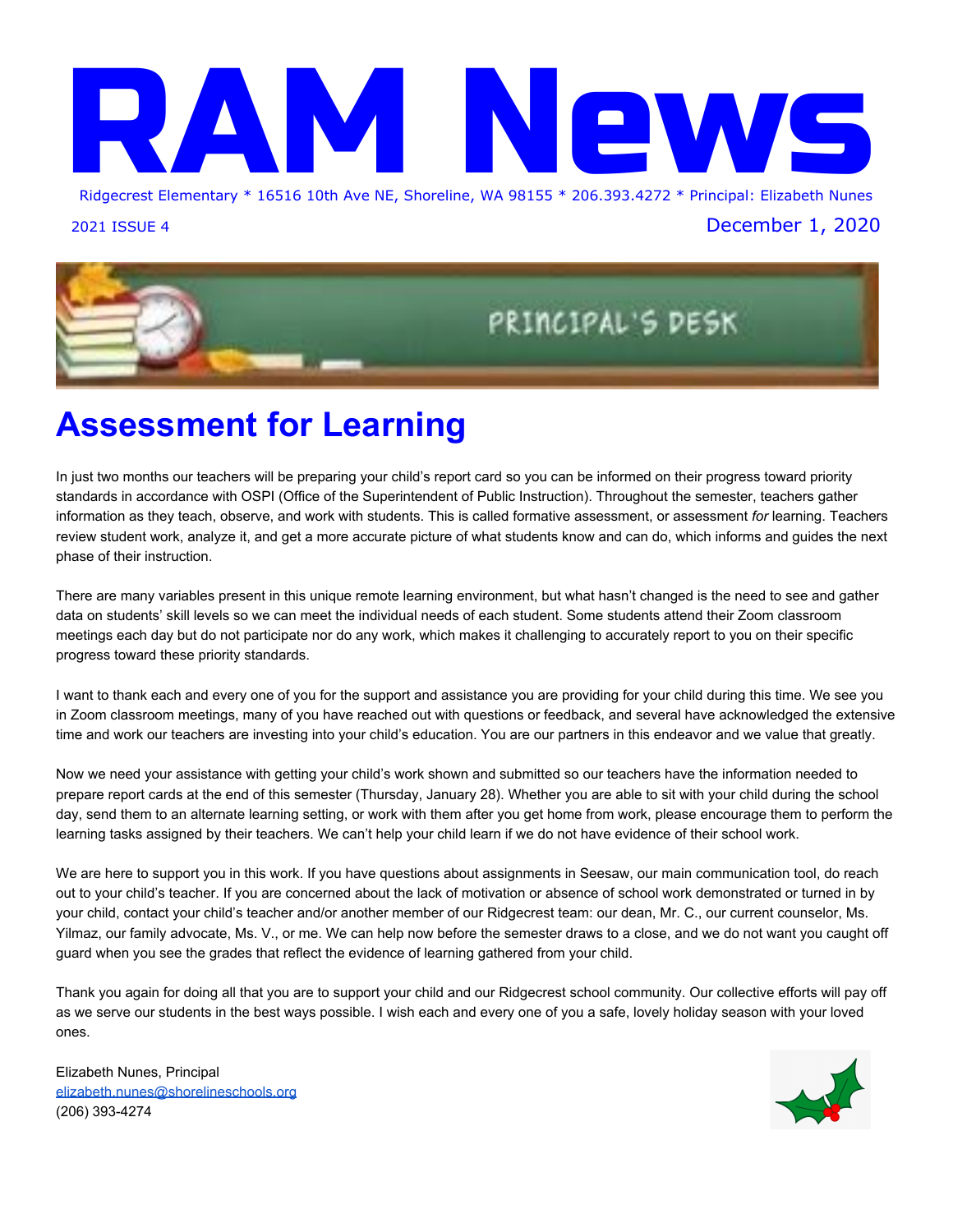# RAM News

Ridgecrest Elementary * 16516 10th Ave NE, Shoreline, WA 98155 * 206.393.4272 * Principal: Elizabeth Nunes

2021 ISSUE 4

December 1, 2020

PRINCIPAL'S DESK

## Assessment for Learning

In just two months our teachers will be preparing your child's report card so you can be informed on their progress toward priority standards in accordance with OSPI (Office of the Superintendent of Public Instruction). Throughout the semester, teachers gather information as they teach, observe, and work with students. This is called formative assessment, or assessment *for* learning. Teachers review student work, analyze it, and get a more accurate picture of what students know and can do, which informs and guides the next phase of their instruction.

There are many variables present in this unique remote learning environment, but what hasn't changed is the need to see and gather data on students' skill levels so we can meet the individual needs of each student. Some students attend their Zoom classroom meetings each day but do not participate nor do any work, which makes it challenging to accurately report to you on their specific progress toward these priority standards.

I want to thank each and every one of you for the support and assistance you are providing for your child during this time. We see you in Zoom classroom meetings, many of you have reached out with questions or feedback, and several have acknowledged the extensive time and work our teachers are investing into your child's education. You are our partners in this endeavor and we value that greatly.

Now we need your assistance with getting your child's work shown and submitted so our teachers have the information needed to prepare report cards at the end of this semester (Thursday, January 28). Whether you are able to sit with your child during the school day, send them to an alternate learning setting, or work with them after you get home from work, please encourage them to perform the learning tasks assigned by their teachers. We can't help your child learn if we do not have evidence of their school work.

We are here to support you in this work. If you have questions about assignments in Seesaw, our main communication tool, do reach out to your child's teacher. If you are concerned about the lack of motivation or absence of school work demonstrated or turned in by your child, contact your child's teacher and/or another member of our Ridgecrest team: our dean, Mr. C., our current counselor, Ms. Yilmaz, our family advocate, Ms. V., or me. We can help now before the semester draws to a close, and we do not want you caught off guard when you see the grades that reflect the evidence of learning gathered from your child.

Thank you again for doing all that you are to support your child and our Ridgecrest school community. Our collective efforts will pay off as we serve our students in the best ways possible. I wish each and every one of you a safe, lovely holiday season with your loved ones.

Elizabeth Nunes, Principal
elizabeth.nunes@shorelineschools.org
(206) 393-4274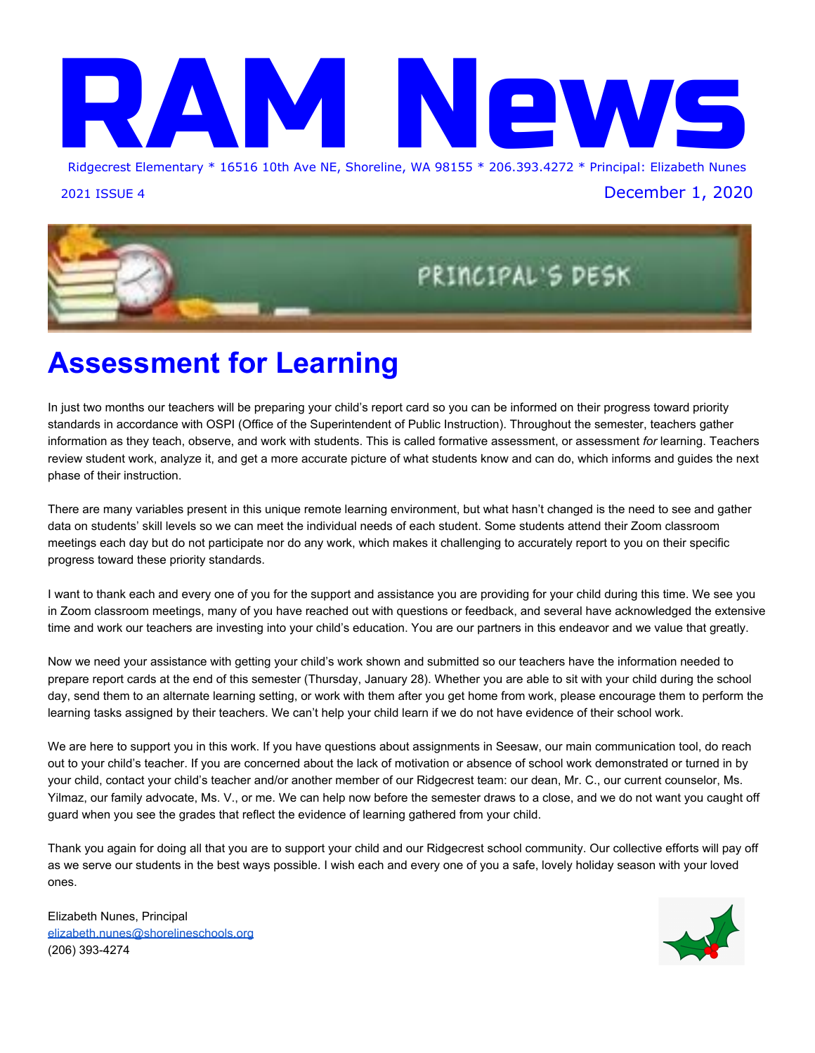# RAM News

Ridgecrest Elementary * 16516 10th Ave NE, Shoreline, WA 98155 * 206.393.4272 * Principal: Elizabeth Nunes

2021 ISSUE 4

December 1, 2020

PRINCIPAL'S DESK

## Assessment for Learning

In just two months our teachers will be preparing your child's report card so you can be informed on their progress toward priority standards in accordance with OSPI (Office of the Superintendent of Public Instruction). Throughout the semester, teachers gather information as they teach, observe, and work with students. This is called formative assessment, or assessment *for* learning. Teachers review student work, analyze it, and get a more accurate picture of what students know and can do, which informs and guides the next phase of their instruction.

There are many variables present in this unique remote learning environment, but what hasn't changed is the need to see and gather data on students' skill levels so we can meet the individual needs of each student. Some students attend their Zoom classroom meetings each day but do not participate nor do any work, which makes it challenging to accurately report to you on their specific progress toward these priority standards.

I want to thank each and every one of you for the support and assistance you are providing for your child during this time. We see you in Zoom classroom meetings, many of you have reached out with questions or feedback, and several have acknowledged the extensive time and work our teachers are investing into your child's education. You are our partners in this endeavor and we value that greatly.

Now we need your assistance with getting your child's work shown and submitted so our teachers have the information needed to prepare report cards at the end of this semester (Thursday, January 28). Whether you are able to sit with your child during the school day, send them to an alternate learning setting, or work with them after you get home from work, please encourage them to perform the learning tasks assigned by their teachers. We can't help your child learn if we do not have evidence of their school work.

We are here to support you in this work. If you have questions about assignments in Seesaw, our main communication tool, do reach out to your child's teacher. If you are concerned about the lack of motivation or absence of school work demonstrated or turned in by your child, contact your child's teacher and/or another member of our Ridgecrest team: our dean, Mr. C., our current counselor, Ms. Yilmaz, our family advocate, Ms. V., or me. We can help now before the semester draws to a close, and we do not want you caught off guard when you see the grades that reflect the evidence of learning gathered from your child.

Thank you again for doing all that you are to support your child and our Ridgecrest school community. Our collective efforts will pay off as we serve our students in the best ways possible. I wish each and every one of you a safe, lovely holiday season with your loved ones.

Elizabeth Nunes, Principal
elizabeth.nunes@shorelineschools.org
(206) 393-4274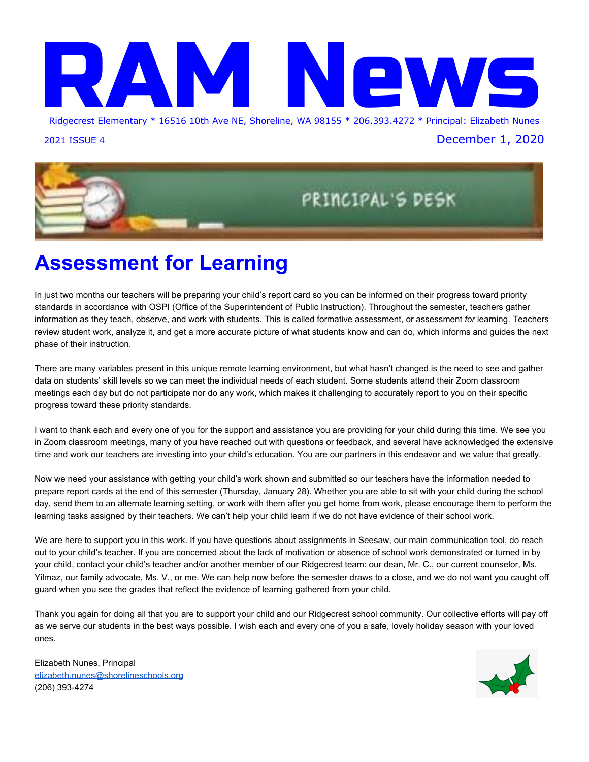# RAM News

Ridgecrest Elementary * 16516 10th Ave NE, Shoreline, WA 98155 * 206.393.4272 * Principal: Elizabeth Nunes

2021 ISSUE 4

December 1, 2020

PRINCIPAL'S DESK

## Assessment for Learning

In just two months our teachers will be preparing your child's report card so you can be informed on their progress toward priority standards in accordance with OSPI (Office of the Superintendent of Public Instruction). Throughout the semester, teachers gather information as they teach, observe, and work with students. This is called formative assessment, or assessment *for* learning. Teachers review student work, analyze it, and get a more accurate picture of what students know and can do, which informs and guides the next phase of their instruction.

There are many variables present in this unique remote learning environment, but what hasn't changed is the need to see and gather data on students' skill levels so we can meet the individual needs of each student. Some students attend their Zoom classroom meetings each day but do not participate nor do any work, which makes it challenging to accurately report to you on their specific progress toward these priority standards.

I want to thank each and every one of you for the support and assistance you are providing for your child during this time. We see you in Zoom classroom meetings, many of you have reached out with questions or feedback, and several have acknowledged the extensive time and work our teachers are investing into your child's education. You are our partners in this endeavor and we value that greatly.

Now we need your assistance with getting your child's work shown and submitted so our teachers have the information needed to prepare report cards at the end of this semester (Thursday, January 28). Whether you are able to sit with your child during the school day, send them to an alternate learning setting, or work with them after you get home from work, please encourage them to perform the learning tasks assigned by their teachers. We can't help your child learn if we do not have evidence of their school work.

We are here to support you in this work. If you have questions about assignments in Seesaw, our main communication tool, do reach out to your child's teacher. If you are concerned about the lack of motivation or absence of school work demonstrated or turned in by your child, contact your child's teacher and/or another member of our Ridgecrest team: our dean, Mr. C., our current counselor, Ms. Yilmaz, our family advocate, Ms. V., or me. We can help now before the semester draws to a close, and we do not want you caught off guard when you see the grades that reflect the evidence of learning gathered from your child.

Thank you again for doing all that you are to support your child and our Ridgecrest school community. Our collective efforts will pay off as we serve our students in the best ways possible. I wish each and every one of you a safe, lovely holiday season with your loved ones.

Elizabeth Nunes, Principal
elizabeth.nunes@shorelineschools.org
(206) 393-4274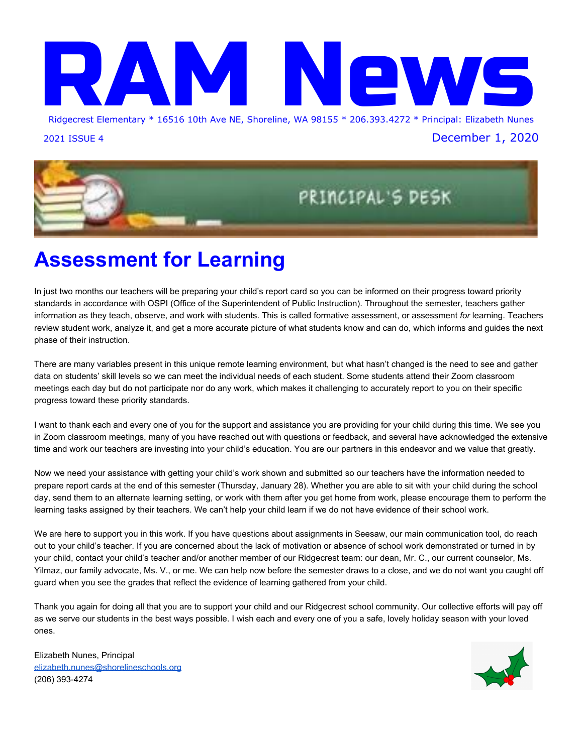# RAM News

Ridgecrest Elementary * 16516 10th Ave NE, Shoreline, WA 98155 * 206.393.4272 * Principal: Elizabeth Nunes

2021 ISSUE 4

December 1, 2020

PRINCIPAL'S DESK

# Assessment for Learning

In just two months our teachers will be preparing your child's report card so you can be informed on their progress toward priority standards in accordance with OSPI (Office of the Superintendent of Public Instruction). Throughout the semester, teachers gather information as they teach, observe, and work with students. This is called formative assessment, or assessment *for* learning. Teachers review student work, analyze it, and get a more accurate picture of what students know and can do, which informs and guides the next phase of their instruction.

There are many variables present in this unique remote learning environment, but what hasn't changed is the need to see and gather data on students' skill levels so we can meet the individual needs of each student. Some students attend their Zoom classroom meetings each day but do not participate nor do any work, which makes it challenging to accurately report to you on their specific progress toward these priority standards.

I want to thank each and every one of you for the support and assistance you are providing for your child during this time. We see you in Zoom classroom meetings, many of you have reached out with questions or feedback, and several have acknowledged the extensive time and work our teachers are investing into your child's education. You are our partners in this endeavor and we value that greatly.

Now we need your assistance with getting your child's work shown and submitted so our teachers have the information needed to prepare report cards at the end of this semester (Thursday, January 28). Whether you are able to sit with your child during the school day, send them to an alternate learning setting, or work with them after you get home from work, please encourage them to perform the learning tasks assigned by their teachers. We can't help your child learn if we do not have evidence of their school work.

We are here to support you in this work. If you have questions about assignments in Seesaw, our main communication tool, do reach out to your child's teacher. If you are concerned about the lack of motivation or absence of school work demonstrated or turned in by your child, contact your child's teacher and/or another member of our Ridgecrest team: our dean, Mr. C., our current counselor, Ms. Yilmaz, our family advocate, Ms. V., or me. We can help now before the semester draws to a close, and we do not want you caught off guard when you see the grades that reflect the evidence of learning gathered from your child.

Thank you again for doing all that you are to support your child and our Ridgecrest school community. Our collective efforts will pay off as we serve our students in the best ways possible. I wish each and every one of you a safe, lovely holiday season with your loved ones.

Elizabeth Nunes, Principal
elizabeth.nunes@shorelineschools.org
(206) 393-4274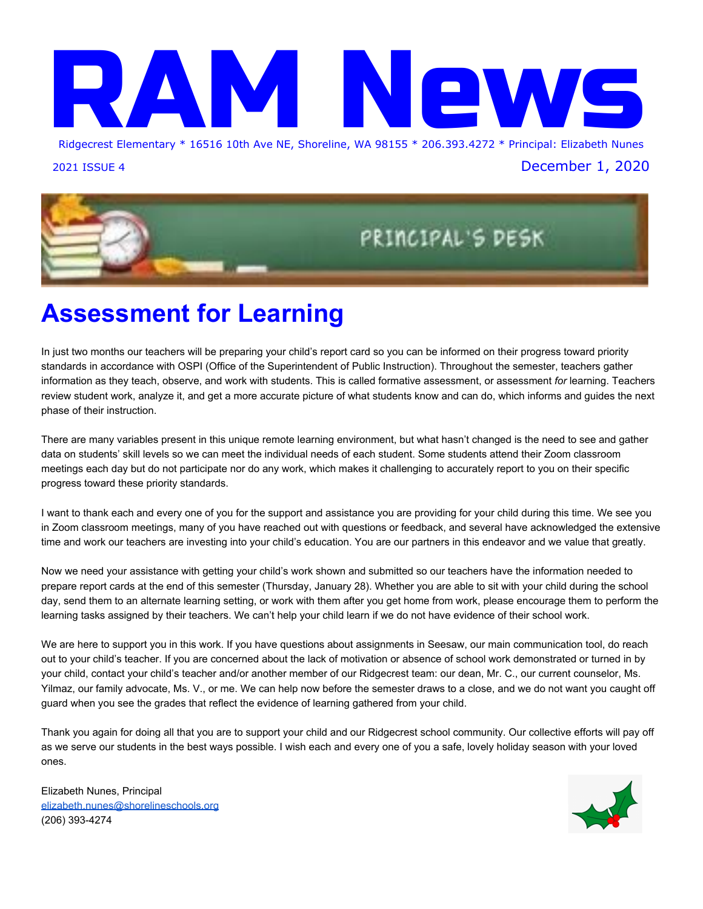# RAM News

Ridgecrest Elementary * 16516 10th Ave NE, Shoreline, WA 98155 * 206.393.4272 * Principal: Elizabeth Nunes

2021 ISSUE 4

December 1, 2020

PRINCIPAL'S DESK

## Assessment for Learning

In just two months our teachers will be preparing your child's report card so you can be informed on their progress toward priority standards in accordance with OSPI (Office of the Superintendent of Public Instruction). Throughout the semester, teachers gather information as they teach, observe, and work with students. This is called formative assessment, or assessment *for* learning. Teachers review student work, analyze it, and get a more accurate picture of what students know and can do, which informs and guides the next phase of their instruction.

There are many variables present in this unique remote learning environment, but what hasn't changed is the need to see and gather data on students' skill levels so we can meet the individual needs of each student. Some students attend their Zoom classroom meetings each day but do not participate nor do any work, which makes it challenging to accurately report to you on their specific progress toward these priority standards.

I want to thank each and every one of you for the support and assistance you are providing for your child during this time. We see you in Zoom classroom meetings, many of you have reached out with questions or feedback, and several have acknowledged the extensive time and work our teachers are investing into your child's education. You are our partners in this endeavor and we value that greatly.

Now we need your assistance with getting your child's work shown and submitted so our teachers have the information needed to prepare report cards at the end of this semester (Thursday, January 28). Whether you are able to sit with your child during the school day, send them to an alternate learning setting, or work with them after you get home from work, please encourage them to perform the learning tasks assigned by their teachers. We can't help your child learn if we do not have evidence of their school work.

We are here to support you in this work. If you have questions about assignments in Seesaw, our main communication tool, do reach out to your child's teacher. If you are concerned about the lack of motivation or absence of school work demonstrated or turned in by your child, contact your child's teacher and/or another member of our Ridgecrest team: our dean, Mr. C., our current counselor, Ms. Yilmaz, our family advocate, Ms. V., or me. We can help now before the semester draws to a close, and we do not want you caught off guard when you see the grades that reflect the evidence of learning gathered from your child.

Thank you again for doing all that you are to support your child and our Ridgecrest school community. Our collective efforts will pay off as we serve our students in the best ways possible. I wish each and every one of you a safe, lovely holiday season with your loved ones.

Elizabeth Nunes, Principal
elizabeth.nunes@shorelineschools.org
(206) 393-4274